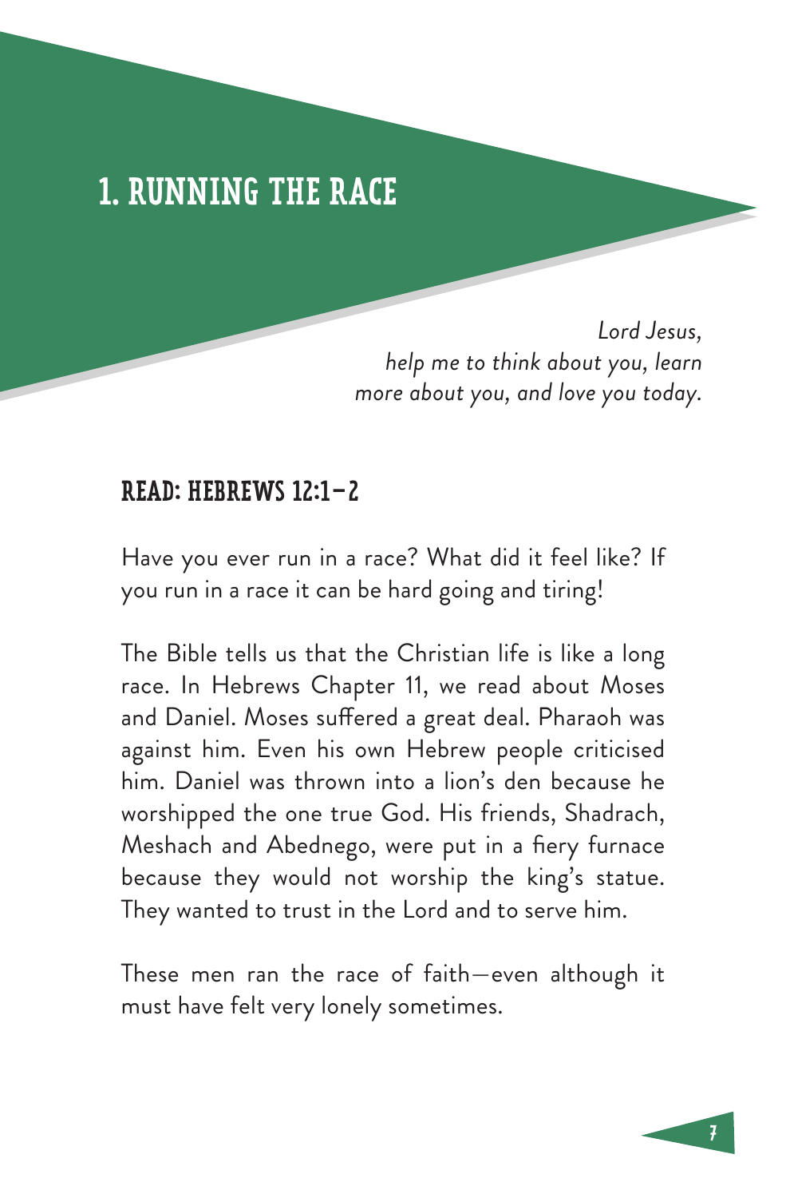# 1. RUNNING THE RACE

*Lord Jesus,*
*help me to think about you, learn more about you, and love you today.*

## READ: HEBREWS 12:1–2

Have you ever run in a race? What did it feel like? If you run in a race it can be hard going and tiring!

The Bible tells us that the Christian life is like a long race. In Hebrews Chapter 11, we read about Moses and Daniel. Moses suffered a great deal. Pharaoh was against him. Even his own Hebrew people criticised him. Daniel was thrown into a lion's den because he worshipped the one true God. His friends, Shadrach, Meshach and Abednego, were put in a fiery furnace because they would not worship the king's statue. They wanted to trust in the Lord and to serve him.

These men ran the race of faith—even although it must have felt very lonely sometimes.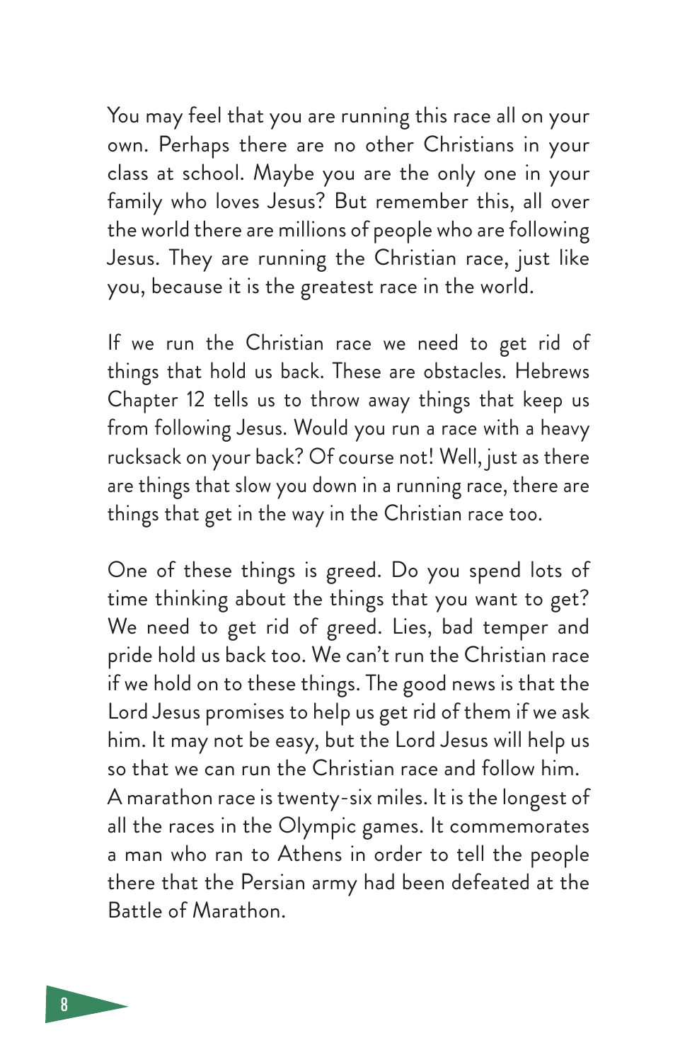You may feel that you are running this race all on your own. Perhaps there are no other Christians in your class at school. Maybe you are the only one in your family who loves Jesus? But remember this, all over the world there are millions of people who are following Jesus. They are running the Christian race, just like you, because it is the greatest race in the world.

If we run the Christian race we need to get rid of things that hold us back. These are obstacles. Hebrews Chapter 12 tells us to throw away things that keep us from following Jesus. Would you run a race with a heavy rucksack on your back? Of course not! Well, just as there are things that slow you down in a running race, there are things that get in the way in the Christian race too.

One of these things is greed. Do you spend lots of time thinking about the things that you want to get? We need to get rid of greed. Lies, bad temper and pride hold us back too. We can't run the Christian race if we hold on to these things. The good news is that the Lord Jesus promises to help us get rid of them if we ask him. It may not be easy, but the Lord Jesus will help us so that we can run the Christian race and follow him.

A marathon race is twenty-six miles. It is the longest of all the races in the Olympic games. It commemorates a man who ran to Athens in order to tell the people there that the Persian army had been defeated at the Battle of Marathon.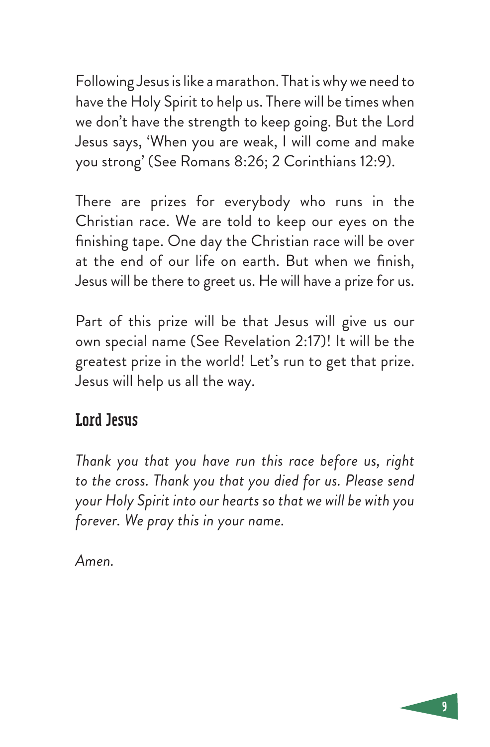Following Jesus is like a marathon. That is why we need to have the Holy Spirit to help us. There will be times when we don't have the strength to keep going. But the Lord Jesus says, 'When you are weak, I will come and make you strong' (See Romans 8:26; 2 Corinthians 12:9).

There are prizes for everybody who runs in the Christian race. We are told to keep our eyes on the finishing tape. One day the Christian race will be over at the end of our life on earth. But when we finish, Jesus will be there to greet us. He will have a prize for us.

Part of this prize will be that Jesus will give us our own special name (See Revelation 2:17)! It will be the greatest prize in the world! Let's run to get that prize. Jesus will help us all the way.

## Lord Jesus

*Thank you that you have run this race before us, right to the cross. Thank you that you died for us. Please send your Holy Spirit into our hearts so that we will be with you forever. We pray this in your name.*

*Amen.*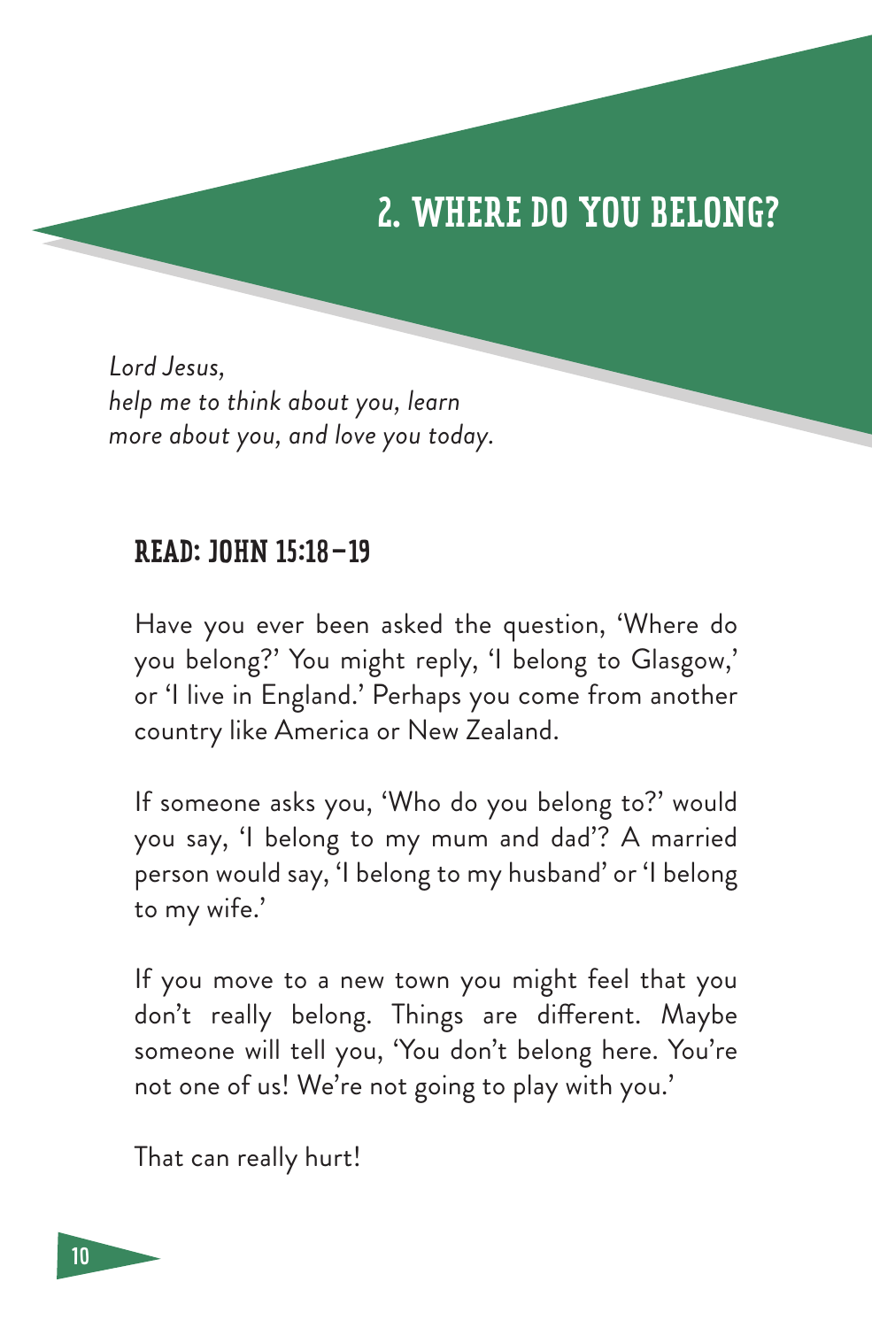# 2. WHERE DO YOU BELONG?

*Lord Jesus,*
*help me to think about you, learn*
*more about you, and love you today.*

## READ: JOHN 15:18–19

Have you ever been asked the question, 'Where do you belong?' You might reply, 'I belong to Glasgow,' or 'I live in England.' Perhaps you come from another country like America or New Zealand.

If someone asks you, 'Who do you belong to?' would you say, 'I belong to my mum and dad'? A married person would say, 'I belong to my husband' or 'I belong to my wife.'

If you move to a new town you might feel that you don't really belong. Things are different. Maybe someone will tell you, 'You don't belong here. You're not one of us! We're not going to play with you.'

That can really hurt!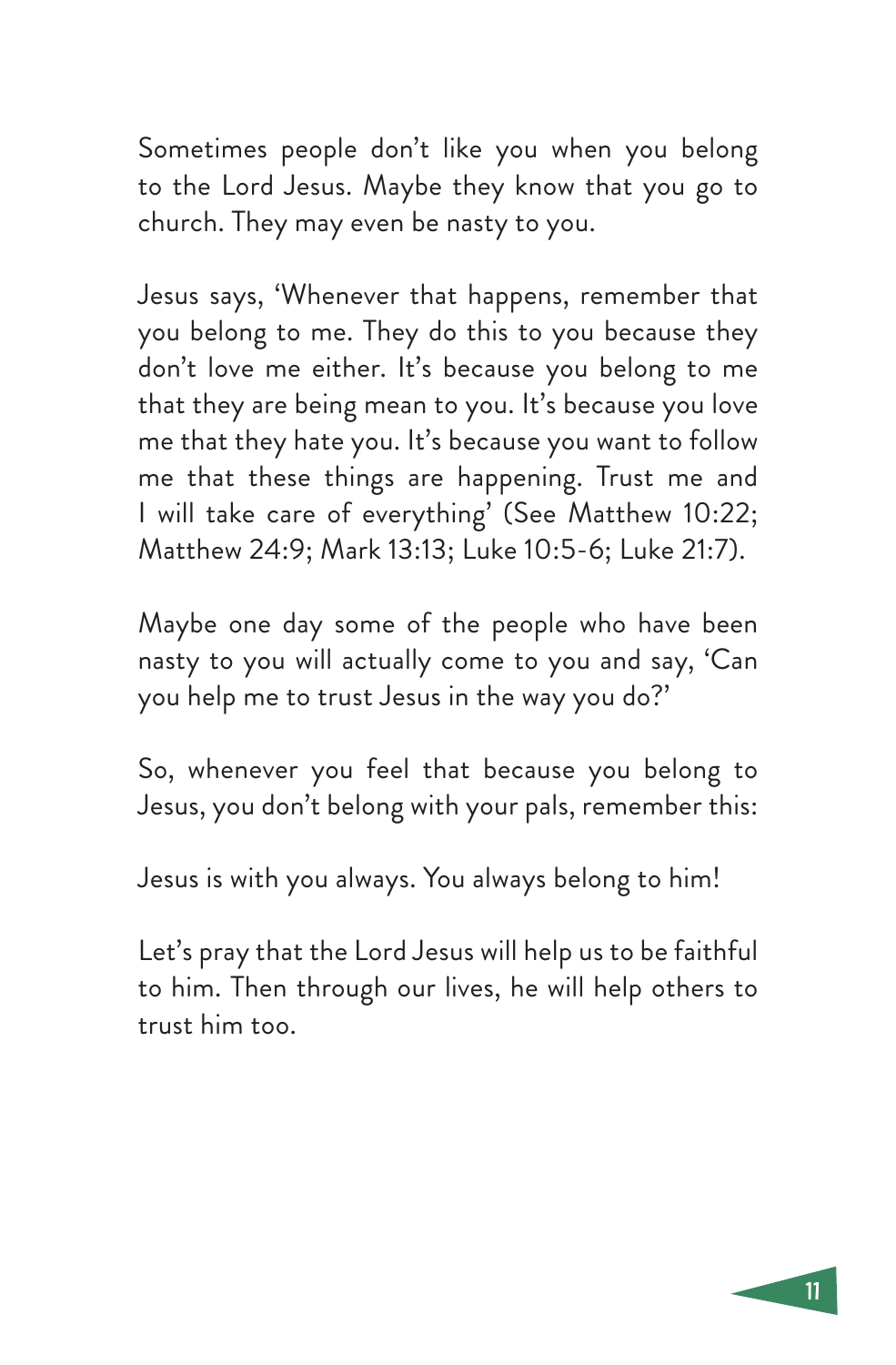Sometimes people don't like you when you belong to the Lord Jesus. Maybe they know that you go to church. They may even be nasty to you.

Jesus says, 'Whenever that happens, remember that you belong to me. They do this to you because they don't love me either. It's because you belong to me that they are being mean to you. It's because you love me that they hate you. It's because you want to follow me that these things are happening. Trust me and I will take care of everything' (See Matthew 10:22; Matthew 24:9; Mark 13:13; Luke 10:5-6; Luke 21:7).

Maybe one day some of the people who have been nasty to you will actually come to you and say, 'Can you help me to trust Jesus in the way you do?'

So, whenever you feel that because you belong to Jesus, you don't belong with your pals, remember this:

Jesus is with you always. You always belong to him!

Let's pray that the Lord Jesus will help us to be faithful to him. Then through our lives, he will help others to trust him too.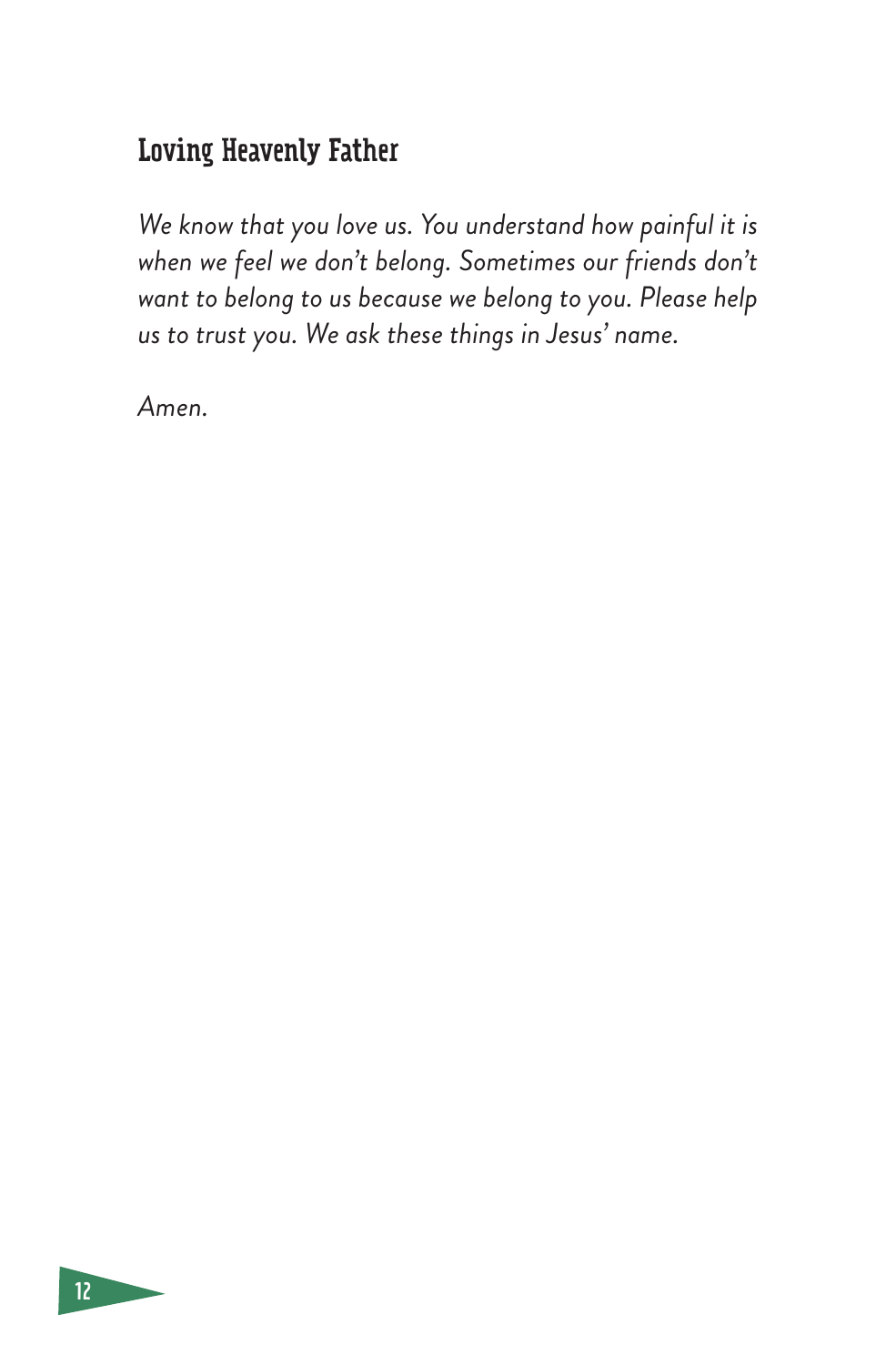## Loving Heavenly Father

*We know that you love us. You understand how painful it is when we feel we don't belong. Sometimes our friends don't want to belong to us because we belong to you. Please help us to trust you. We ask these things in Jesus' name.*

*Amen.*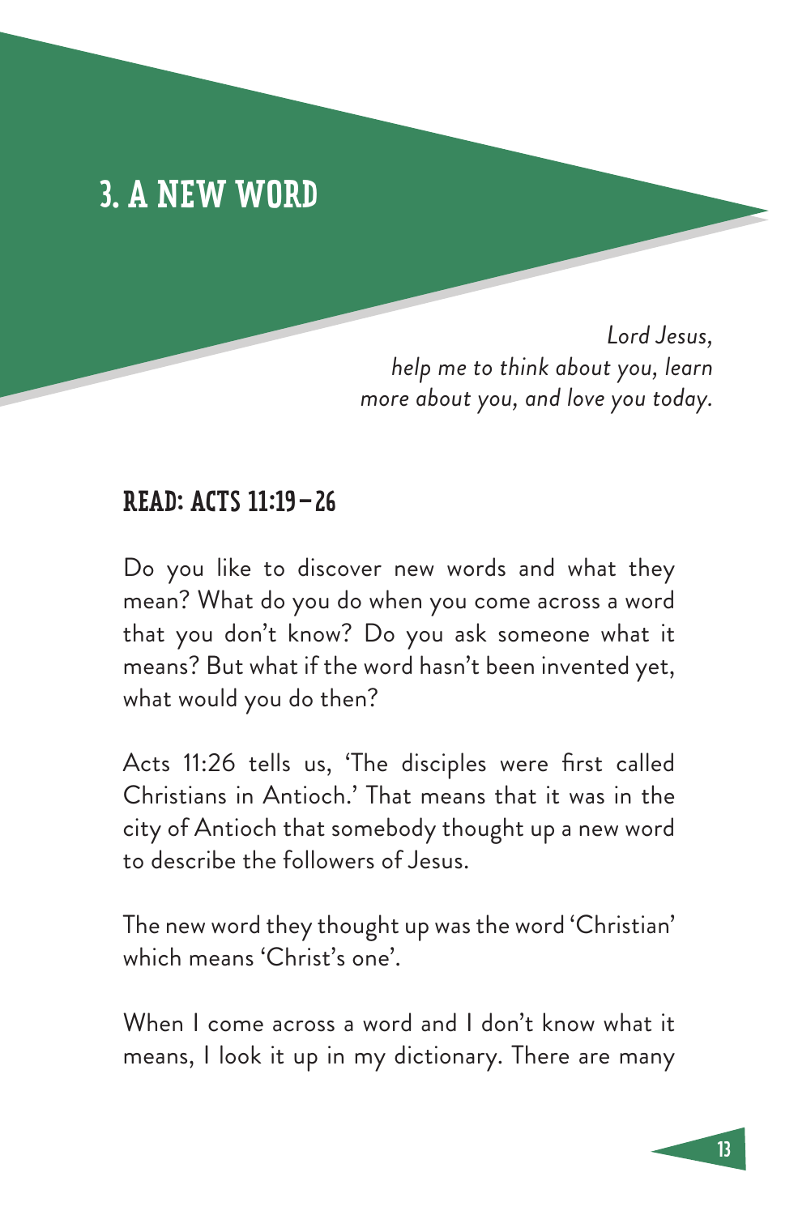## 3. A NEW WORD

*Lord Jesus,*
*help me to think about you, learn*
*more about you, and love you today.*

### READ: ACTS 11:19–26

Do you like to discover new words and what they mean? What do you do when you come across a word that you don't know? Do you ask someone what it means? But what if the word hasn't been invented yet, what would you do then?

Acts 11:26 tells us, 'The disciples were first called Christians in Antioch.' That means that it was in the city of Antioch that somebody thought up a new word to describe the followers of Jesus.

The new word they thought up was the word 'Christian' which means 'Christ's one'.

When I come across a word and I don't know what it means, I look it up in my dictionary. There are many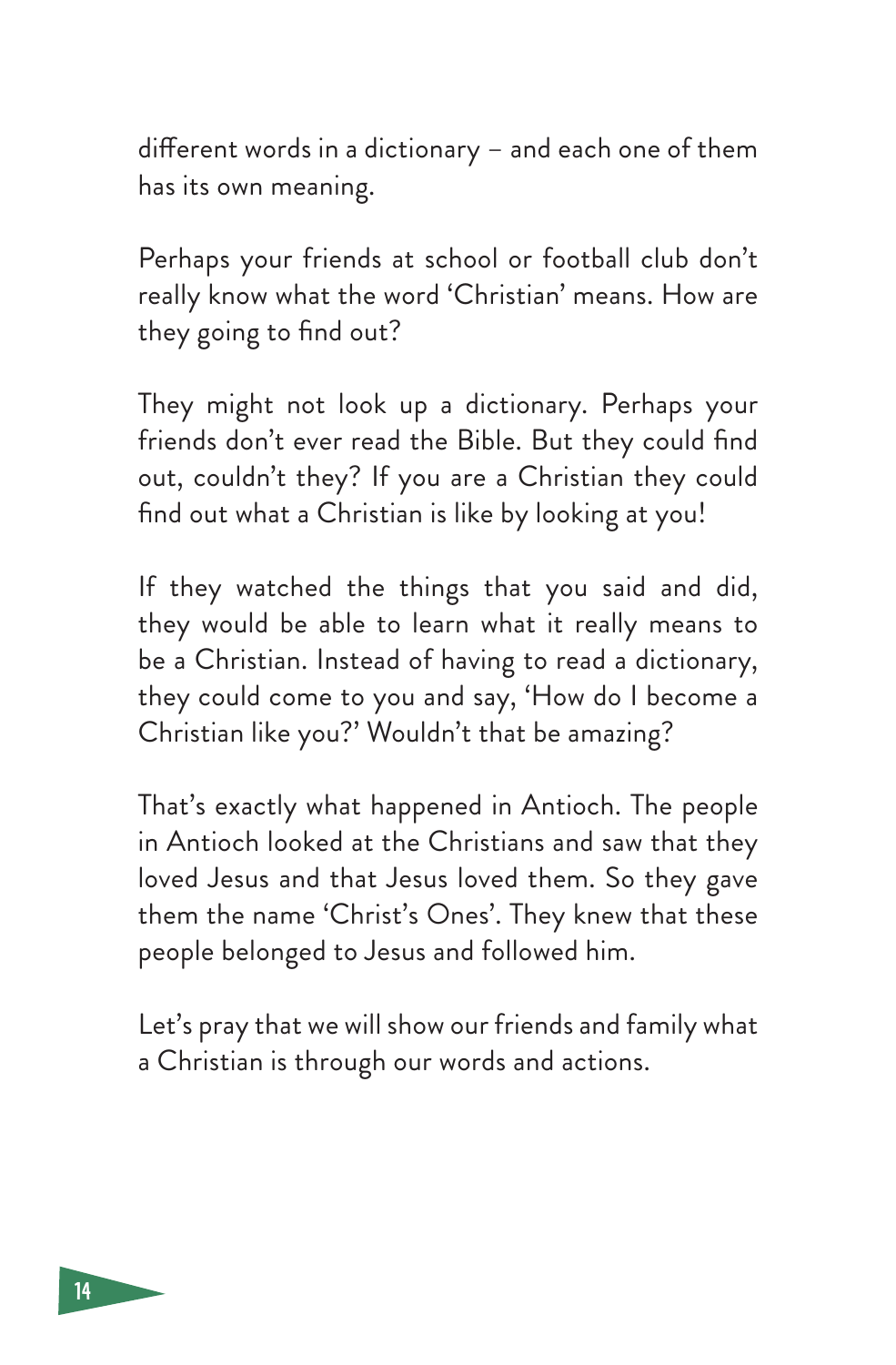different words in a dictionary – and each one of them has its own meaning.

Perhaps your friends at school or football club don't really know what the word 'Christian' means. How are they going to find out?

They might not look up a dictionary. Perhaps your friends don't ever read the Bible. But they could find out, couldn't they? If you are a Christian they could find out what a Christian is like by looking at you!

If they watched the things that you said and did, they would be able to learn what it really means to be a Christian. Instead of having to read a dictionary, they could come to you and say, 'How do I become a Christian like you?' Wouldn't that be amazing?

That's exactly what happened in Antioch. The people in Antioch looked at the Christians and saw that they loved Jesus and that Jesus loved them. So they gave them the name 'Christ's Ones'. They knew that these people belonged to Jesus and followed him.

Let's pray that we will show our friends and family what a Christian is through our words and actions.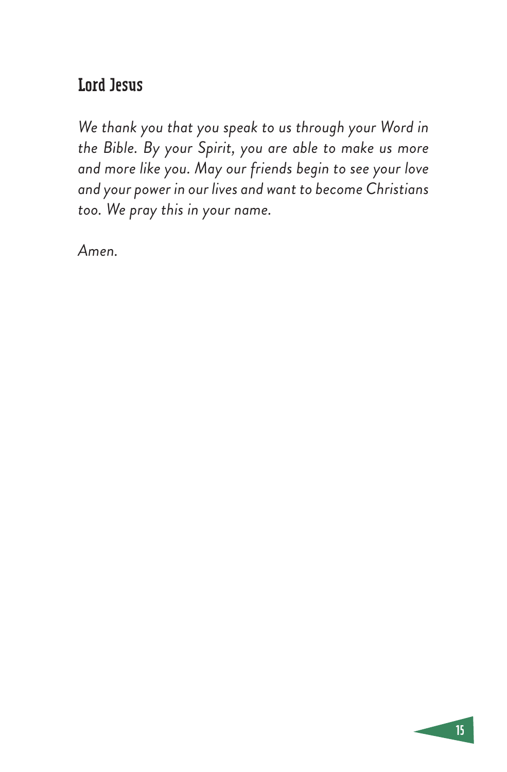## Lord Jesus

*We thank you that you speak to us through your Word in the Bible. By your Spirit, you are able to make us more and more like you. May our friends begin to see your love and your power in our lives and want to become Christians too. We pray this in your name.*

*Amen.*